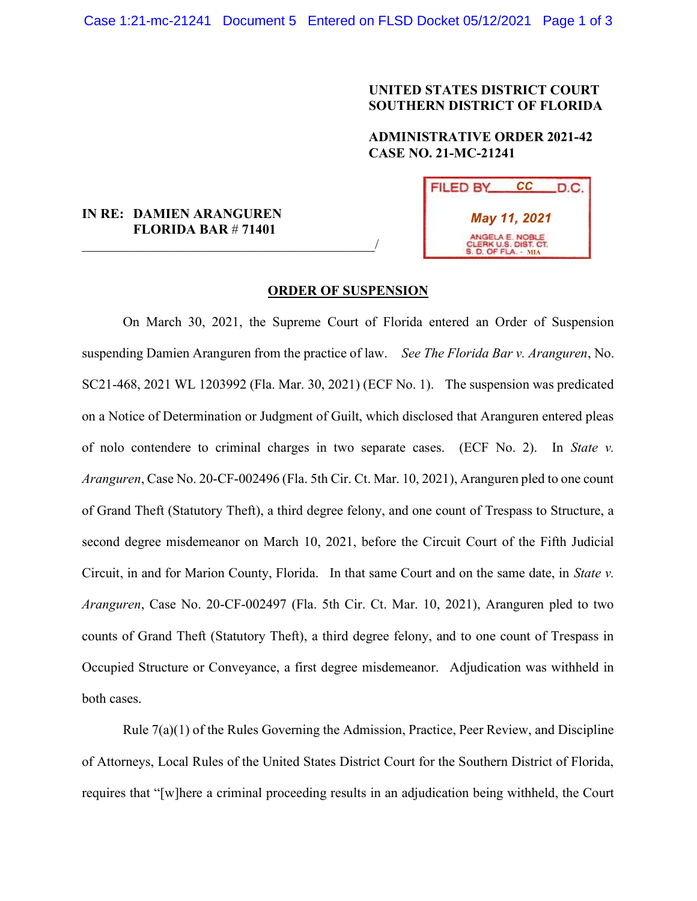**UNITED STATES DISTRICT COURT**
**SOUTHERN DISTRICT OF FLORIDA**

**ADMINISTRATIVE ORDER 2021-42**
**CASE NO. 21-MC-21241**

FILED BY CC D.C.
May 11, 2021
ANGELA E. NOBLE
CLERK U.S. DIST. CT.
S. D. OF FLA. - MIA

**IN RE: DAMIEN ARANGUREN**
**FLORIDA BAR # 71401**
_____________________________________________/

## ORDER OF SUSPENSION

On March 30, 2021, the Supreme Court of Florida entered an Order of Suspension suspending Damien Aranguren from the practice of law. *See The Florida Bar v. Aranguren*, No. SC21-468, 2021 WL 1203992 (Fla. Mar. 30, 2021) (ECF No. 1). The suspension was predicated on a Notice of Determination or Judgment of Guilt, which disclosed that Aranguren entered pleas of nolo contendere to criminal charges in two separate cases. (ECF No. 2). In *State v. Aranguren*, Case No. 20-CF-002496 (Fla. 5th Cir. Ct. Mar. 10, 2021), Aranguren pled to one count of Grand Theft (Statutory Theft), a third degree felony, and one count of Trespass to Structure, a second degree misdemeanor on March 10, 2021, before the Circuit Court of the Fifth Judicial Circuit, in and for Marion County, Florida. In that same Court and on the same date, in *State v. Aranguren*, Case No. 20-CF-002497 (Fla. 5th Cir. Ct. Mar. 10, 2021), Aranguren pled to two counts of Grand Theft (Statutory Theft), a third degree felony, and to one count of Trespass in Occupied Structure or Conveyance, a first degree misdemeanor. Adjudication was withheld in both cases.

Rule 7(a)(1) of the Rules Governing the Admission, Practice, Peer Review, and Discipline of Attorneys, Local Rules of the United States District Court for the Southern District of Florida, requires that "[w]here a criminal proceeding results in an adjudication being withheld, the Court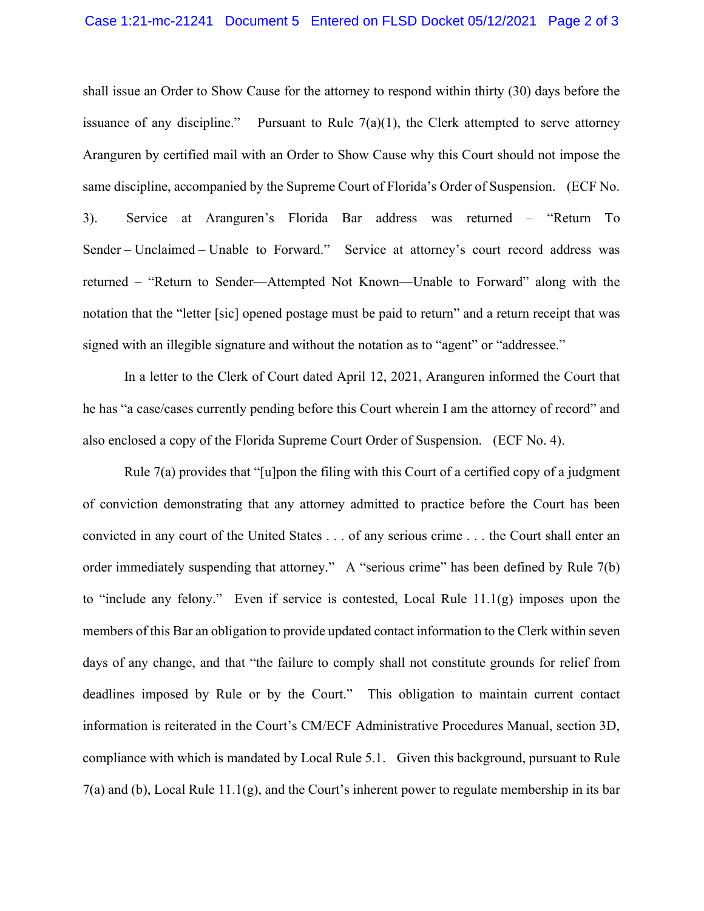shall issue an Order to Show Cause for the attorney to respond within thirty (30) days before the issuance of any discipline." Pursuant to Rule 7(a)(1), the Clerk attempted to serve attorney Aranguren by certified mail with an Order to Show Cause why this Court should not impose the same discipline, accompanied by the Supreme Court of Florida's Order of Suspension. (ECF No. 3). Service at Aranguren's Florida Bar address was returned – "Return To Sender – Unclaimed – Unable to Forward." Service at attorney's court record address was returned – "Return to Sender—Attempted Not Known—Unable to Forward" along with the notation that the "letter [sic] opened postage must be paid to return" and a return receipt that was signed with an illegible signature and without the notation as to "agent" or "addressee."

In a letter to the Clerk of Court dated April 12, 2021, Aranguren informed the Court that he has "a case/cases currently pending before this Court wherein I am the attorney of record" and also enclosed a copy of the Florida Supreme Court Order of Suspension. (ECF No. 4).

Rule 7(a) provides that "[u]pon the filing with this Court of a certified copy of a judgment of conviction demonstrating that any attorney admitted to practice before the Court has been convicted in any court of the United States . . . of any serious crime . . . the Court shall enter an order immediately suspending that attorney." A "serious crime" has been defined by Rule 7(b) to "include any felony." Even if service is contested, Local Rule 11.1(g) imposes upon the members of this Bar an obligation to provide updated contact information to the Clerk within seven days of any change, and that "the failure to comply shall not constitute grounds for relief from deadlines imposed by Rule or by the Court." This obligation to maintain current contact information is reiterated in the Court's CM/ECF Administrative Procedures Manual, section 3D, compliance with which is mandated by Local Rule 5.1. Given this background, pursuant to Rule 7(a) and (b), Local Rule 11.1(g), and the Court's inherent power to regulate membership in its bar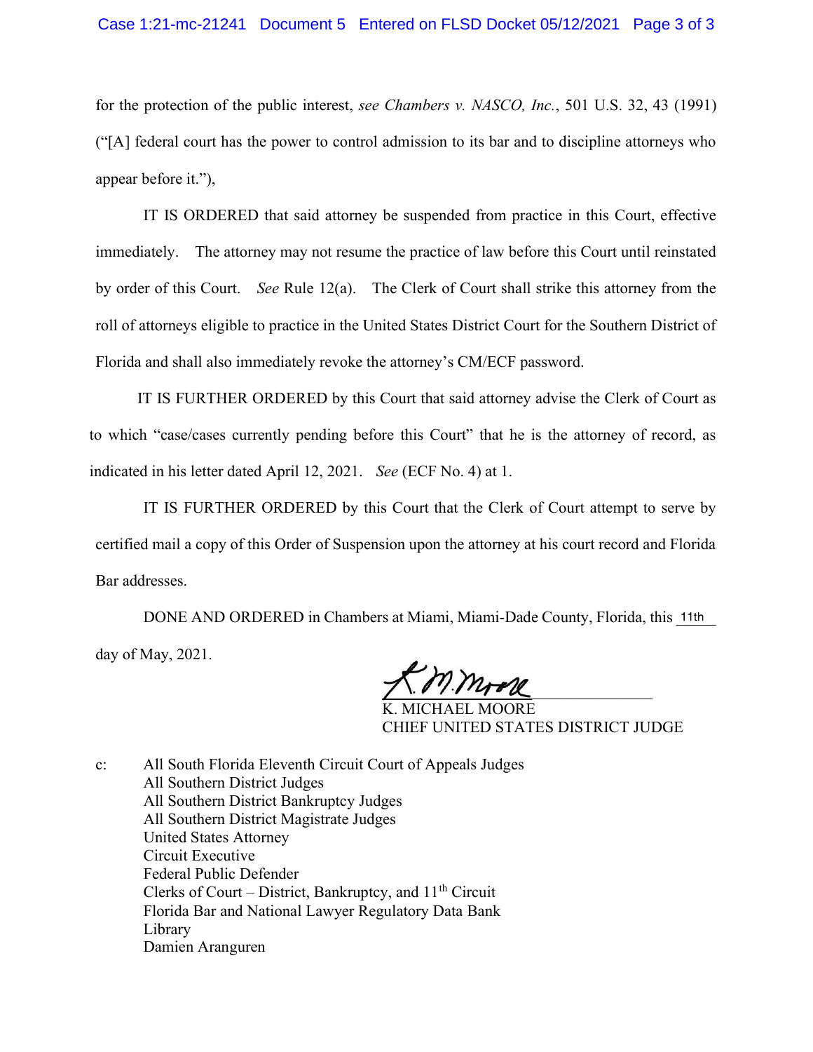for the protection of the public interest, *see Chambers v. NASCO, Inc.*, 501 U.S. 32, 43 (1991) ("[A] federal court has the power to control admission to its bar and to discipline attorneys who appear before it."),

IT IS ORDERED that said attorney be suspended from practice in this Court, effective immediately. The attorney may not resume the practice of law before this Court until reinstated by order of this Court. *See* Rule 12(a). The Clerk of Court shall strike this attorney from the roll of attorneys eligible to practice in the United States District Court for the Southern District of Florida and shall also immediately revoke the attorney's CM/ECF password.

IT IS FURTHER ORDERED by this Court that said attorney advise the Clerk of Court as to which "case/cases currently pending before this Court" that he is the attorney of record, as indicated in his letter dated April 12, 2021. *See* (ECF No. 4) at 1.

IT IS FURTHER ORDERED by this Court that the Clerk of Court attempt to serve by certified mail a copy of this Order of Suspension upon the attorney at his court record and Florida Bar addresses.

DONE AND ORDERED in Chambers at Miami, Miami-Dade County, Florida, this 11th day of May, 2021.

K. MICHAEL MOORE
CHIEF UNITED STATES DISTRICT JUDGE

c: All South Florida Eleventh Circuit Court of Appeals Judges
All Southern District Judges
All Southern District Bankruptcy Judges
All Southern District Magistrate Judges
United States Attorney
Circuit Executive
Federal Public Defender
Clerks of Court – District, Bankruptcy, and 11th Circuit
Florida Bar and National Lawyer Regulatory Data Bank
Library
Damien Aranguren